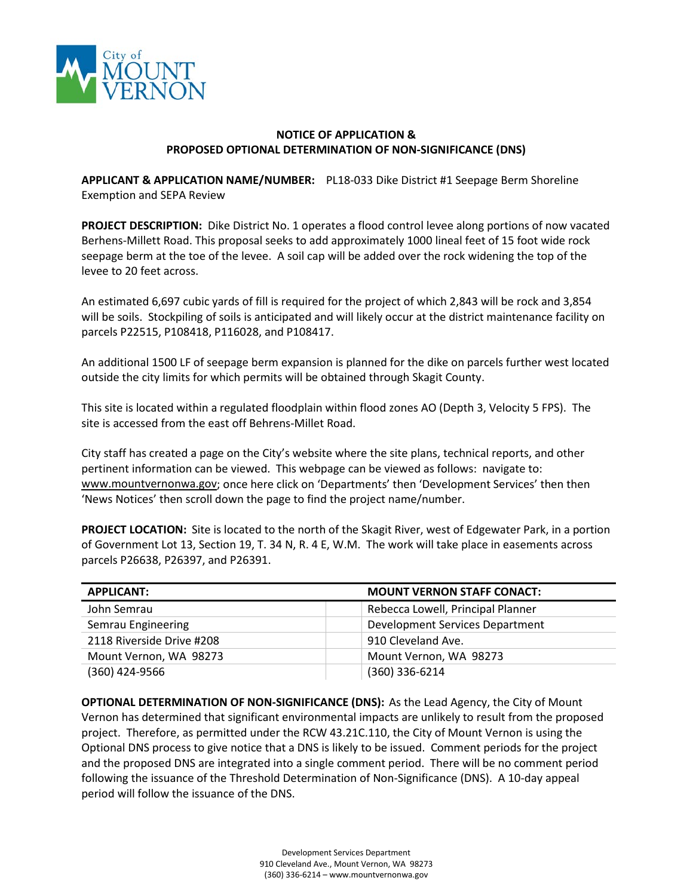City of MOUNT VERNON

## NOTICE OF APPLICATION & PROPOSED OPTIONAL DETERMINATION OF NON-SIGNIFICANCE (DNS)

**APPLICANT & APPLICATION NAME/NUMBER:** PL18-033 Dike District #1 Seepage Berm Shoreline Exemption and SEPA Review

**PROJECT DESCRIPTION:** Dike District No. 1 operates a flood control levee along portions of now vacated Berhens-Millett Road. This proposal seeks to add approximately 1000 lineal feet of 15 foot wide rock seepage berm at the toe of the levee. A soil cap will be added over the rock widening the top of the levee to 20 feet across.

An estimated 6,697 cubic yards of fill is required for the project of which 2,843 will be rock and 3,854 will be soils. Stockpiling of soils is anticipated and will likely occur at the district maintenance facility on parcels P22515, P108418, P116028, and P108417.

An additional 1500 LF of seepage berm expansion is planned for the dike on parcels further west located outside the city limits for which permits will be obtained through Skagit County.

This site is located within a regulated floodplain within flood zones AO (Depth 3, Velocity 5 FPS). The site is accessed from the east off Behrens-Millet Road.

City staff has created a page on the City's website where the site plans, technical reports, and other pertinent information can be viewed. This webpage can be viewed as follows: navigate to: www.mountvernonwa.gov; once here click on 'Departments' then 'Development Services' then then 'News Notices' then scroll down the page to find the project name/number.

**PROJECT LOCATION:** Site is located to the north of the Skagit River, west of Edgewater Park, in a portion of Government Lot 13, Section 19, T. 34 N, R. 4 E, W.M. The work will take place in easements across parcels P26638, P26397, and P26391.

| APPLICANT: | | MOUNT VERNON STAFF CONACT: |
|---|---|---|
| John Semrau | | Rebecca Lowell, Principal Planner |
| Semrau Engineering | | Development Services Department |
| 2118 Riverside Drive #208 | | 910 Cleveland Ave. |
| Mount Vernon, WA 98273 | | Mount Vernon, WA 98273 |
| (360) 424-9566 | | (360) 336-6214 |

**OPTIONAL DETERMINATION OF NON-SIGNIFICANCE (DNS):** As the Lead Agency, the City of Mount Vernon has determined that significant environmental impacts are unlikely to result from the proposed project. Therefore, as permitted under the RCW 43.21C.110, the City of Mount Vernon is using the Optional DNS process to give notice that a DNS is likely to be issued. Comment periods for the project and the proposed DNS are integrated into a single comment period. There will be no comment period following the issuance of the Threshold Determination of Non-Significance (DNS). A 10-day appeal period will follow the issuance of the DNS.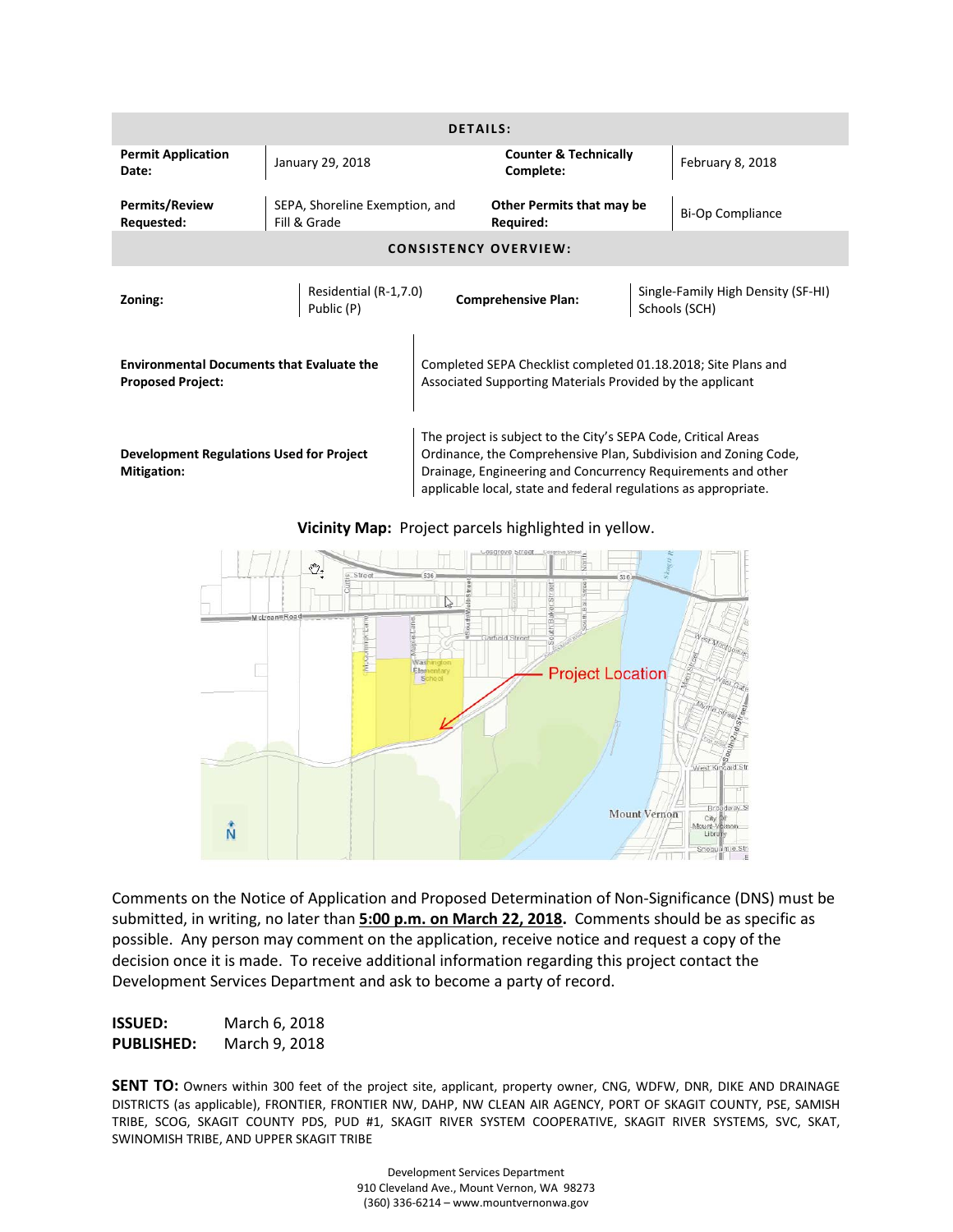## DETAILS:

| | | | |
|---|---|---|---|
| **Permit Application Date:** | January 29, 2018 | **Counter & Technically Complete:** | February 8, 2018 |
| **Permits/Review Requested:** | SEPA, Shoreline Exemption, and Fill & Grade | **Other Permits that may be Required:** | Bi-Op Compliance |

## CONSISTENCY OVERVIEW:

| | | | |
|---|---|---|---|
| **Zoning:** | Residential (R-1,7.0) Public (P) | **Comprehensive Plan:** | Single-Family High Density (SF-HI) Schools (SCH) |

| | |
|---|---|
| **Environmental Documents that Evaluate the Proposed Project:** | Completed SEPA Checklist completed 01.18.2018; Site Plans and Associated Supporting Materials Provided by the applicant |
| **Development Regulations Used for Project Mitigation:** | The project is subject to the City's SEPA Code, Critical Areas Ordinance, the Comprehensive Plan, Subdivision and Zoning Code, Drainage, Engineering and Concurrency Requirements and other applicable local, state and federal regulations as appropriate. |

**Vicinity Map:** Project parcels highlighted in yellow.

Comments on the Notice of Application and Proposed Determination of Non-Significance (DNS) must be submitted, in writing, no later than **5:00 p.m. on March 22, 2018.** Comments should be as specific as possible. Any person may comment on the application, receive notice and request a copy of the decision once it is made. To receive additional information regarding this project contact the Development Services Department and ask to become a party of record.

**ISSUED:** March 6, 2018
**PUBLISHED:** March 9, 2018

**SENT TO:** Owners within 300 feet of the project site, applicant, property owner, CNG, WDFW, DNR, DIKE AND DRAINAGE DISTRICTS (as applicable), FRONTIER, FRONTIER NW, DAHP, NW CLEAN AIR AGENCY, PORT OF SKAGIT COUNTY, PSE, SAMISH TRIBE, SCOG, SKAGIT COUNTY PDS, PUD #1, SKAGIT RIVER SYSTEM COOPERATIVE, SKAGIT RIVER SYSTEMS, SVC, SKAT, SWINOMISH TRIBE, AND UPPER SKAGIT TRIBE

Development Services Department
910 Cleveland Ave., Mount Vernon, WA 98273
(360) 336-6214 – www.mountvernonwa.gov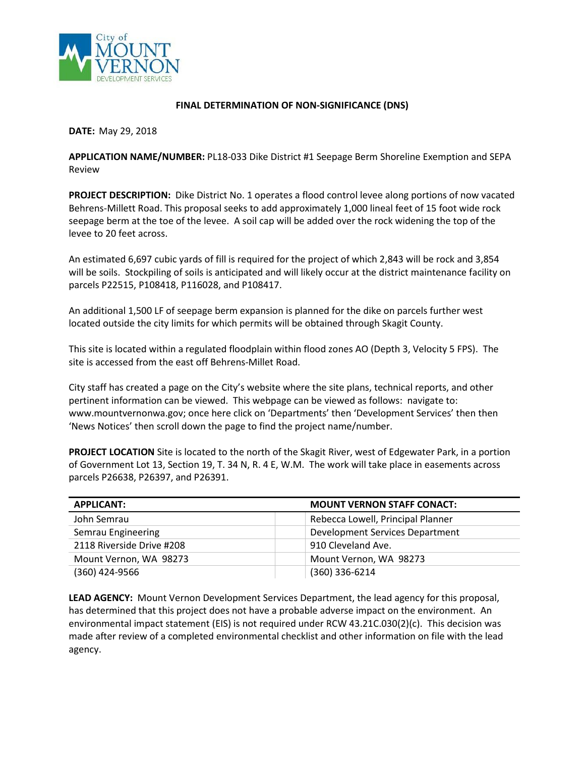# FINAL DETERMINATION OF NON-SIGNIFICANCE (DNS)

**DATE:** May 29, 2018

**APPLICATION NAME/NUMBER:** PL18-033 Dike District #1 Seepage Berm Shoreline Exemption and SEPA Review

**PROJECT DESCRIPTION:** Dike District No. 1 operates a flood control levee along portions of now vacated Behrens-Millett Road. This proposal seeks to add approximately 1,000 lineal feet of 15 foot wide rock seepage berm at the toe of the levee. A soil cap will be added over the rock widening the top of the levee to 20 feet across.

An estimated 6,697 cubic yards of fill is required for the project of which 2,843 will be rock and 3,854 will be soils. Stockpiling of soils is anticipated and will likely occur at the district maintenance facility on parcels P22515, P108418, P116028, and P108417.

An additional 1,500 LF of seepage berm expansion is planned for the dike on parcels further west located outside the city limits for which permits will be obtained through Skagit County.

This site is located within a regulated floodplain within flood zones AO (Depth 3, Velocity 5 FPS). The site is accessed from the east off Behrens-Millet Road.

City staff has created a page on the City's website where the site plans, technical reports, and other pertinent information can be viewed. This webpage can be viewed as follows: navigate to: www.mountvernonwa.gov; once here click on 'Departments' then 'Development Services' then then 'News Notices' then scroll down the page to find the project name/number.

**PROJECT LOCATION** Site is located to the north of the Skagit River, west of Edgewater Park, in a portion of Government Lot 13, Section 19, T. 34 N, R. 4 E, W.M. The work will take place in easements across parcels P26638, P26397, and P26391.

| APPLICANT: | MOUNT VERNON STAFF CONACT: |
| --- | --- |
| John Semrau | Rebecca Lowell, Principal Planner |
| Semrau Engineering | Development Services Department |
| 2118 Riverside Drive #208 | 910 Cleveland Ave. |
| Mount Vernon, WA 98273 | Mount Vernon, WA 98273 |
| (360) 424-9566 | (360) 336-6214 |

**LEAD AGENCY:** Mount Vernon Development Services Department, the lead agency for this proposal, has determined that this project does not have a probable adverse impact on the environment. An environmental impact statement (EIS) is not required under RCW 43.21C.030(2)(c). This decision was made after review of a completed environmental checklist and other information on file with the lead agency.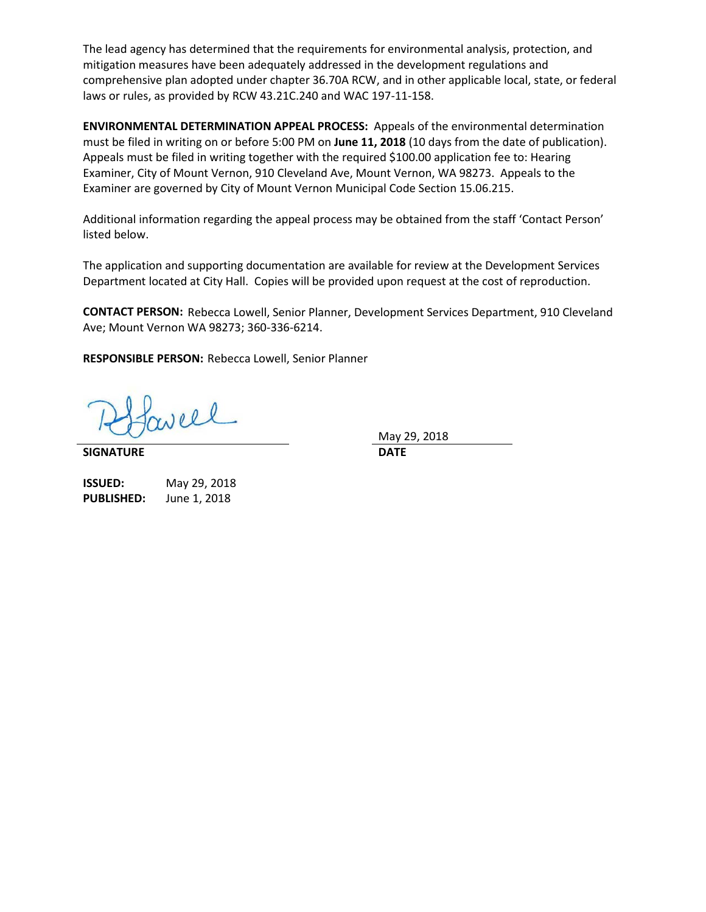The lead agency has determined that the requirements for environmental analysis, protection, and mitigation measures have been adequately addressed in the development regulations and comprehensive plan adopted under chapter 36.70A RCW, and in other applicable local, state, or federal laws or rules, as provided by RCW 43.21C.240 and WAC 197-11-158.

**ENVIRONMENTAL DETERMINATION APPEAL PROCESS:** Appeals of the environmental determination must be filed in writing on or before 5:00 PM on **June 11, 2018** (10 days from the date of publication). Appeals must be filed in writing together with the required $100.00 application fee to: Hearing Examiner, City of Mount Vernon, 910 Cleveland Ave, Mount Vernon, WA 98273. Appeals to the Examiner are governed by City of Mount Vernon Municipal Code Section 15.06.215.

Additional information regarding the appeal process may be obtained from the staff 'Contact Person' listed below.

The application and supporting documentation are available for review at the Development Services Department located at City Hall. Copies will be provided upon request at the cost of reproduction.

**CONTACT PERSON:** Rebecca Lowell, Senior Planner, Development Services Department, 910 Cleveland Ave; Mount Vernon WA 98273; 360-336-6214.

**RESPONSIBLE PERSON:** Rebecca Lowell, Senior Planner

| | |
|---|---|
| RLowell | May 29, 2018 |
| **SIGNATURE** | **DATE** |

**ISSUED:** May 29, 2018
**PUBLISHED:** June 1, 2018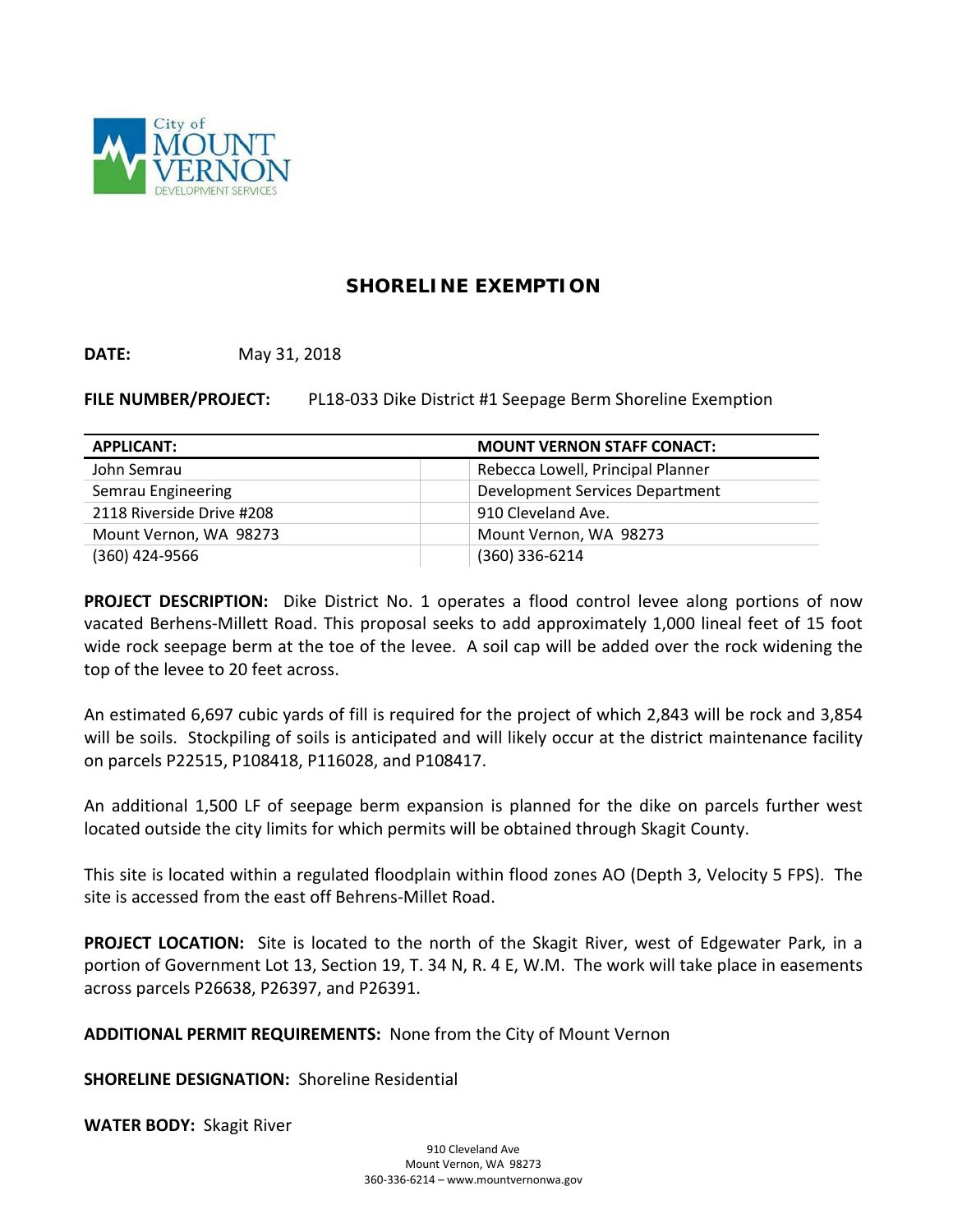City of MOUNT VERNON DEVELOPMENT SERVICES

## SHORELINE EXEMPTION

**DATE:** May 31, 2018

**FILE NUMBER/PROJECT:** PL18-033 Dike District #1 Seepage Berm Shoreline Exemption

| APPLICANT: | | MOUNT VERNON STAFF CONACT: |
|---|---|---|
| John Semrau | | Rebecca Lowell, Principal Planner |
| Semrau Engineering | | Development Services Department |
| 2118 Riverside Drive #208 | | 910 Cleveland Ave. |
| Mount Vernon, WA 98273 | | Mount Vernon, WA 98273 |
| (360) 424-9566 | | (360) 336-6214 |

**PROJECT DESCRIPTION:** Dike District No. 1 operates a flood control levee along portions of now vacated Berhens-Millett Road. This proposal seeks to add approximately 1,000 lineal feet of 15 foot wide rock seepage berm at the toe of the levee. A soil cap will be added over the rock widening the top of the levee to 20 feet across.

An estimated 6,697 cubic yards of fill is required for the project of which 2,843 will be rock and 3,854 will be soils. Stockpiling of soils is anticipated and will likely occur at the district maintenance facility on parcels P22515, P108418, P116028, and P108417.

An additional 1,500 LF of seepage berm expansion is planned for the dike on parcels further west located outside the city limits for which permits will be obtained through Skagit County.

This site is located within a regulated floodplain within flood zones AO (Depth 3, Velocity 5 FPS). The site is accessed from the east off Behrens-Millet Road.

**PROJECT LOCATION:** Site is located to the north of the Skagit River, west of Edgewater Park, in a portion of Government Lot 13, Section 19, T. 34 N, R. 4 E, W.M. The work will take place in easements across parcels P26638, P26397, and P26391.

**ADDITIONAL PERMIT REQUIREMENTS:** None from the City of Mount Vernon

**SHORELINE DESIGNATION:** Shoreline Residential

**WATER BODY:** Skagit River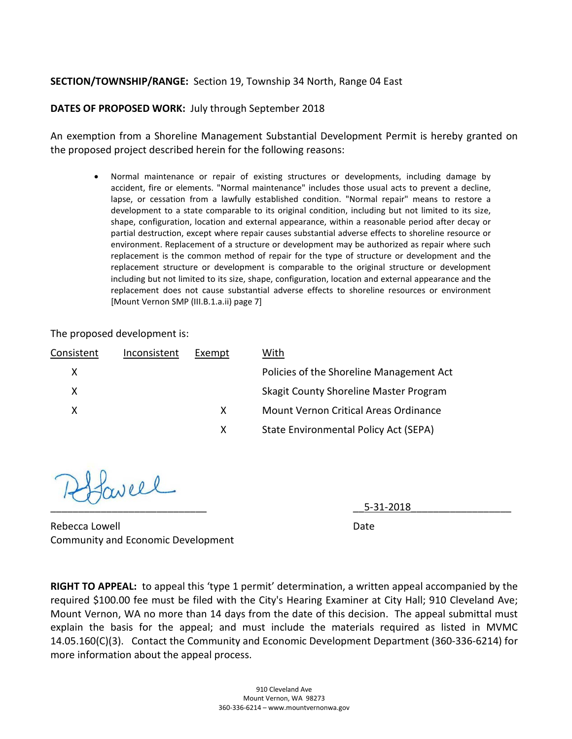**SECTION/TOWNSHIP/RANGE:** Section 19, Township 34 North, Range 04 East

**DATES OF PROPOSED WORK:** July through September 2018

An exemption from a Shoreline Management Substantial Development Permit is hereby granted on the proposed project described herein for the following reasons:

- Normal maintenance or repair of existing structures or developments, including damage by accident, fire or elements. "Normal maintenance" includes those usual acts to prevent a decline, lapse, or cessation from a lawfully established condition. "Normal repair" means to restore a development to a state comparable to its original condition, including but not limited to its size, shape, configuration, location and external appearance, within a reasonable period after decay or partial destruction, except where repair causes substantial adverse effects to shoreline resource or environment. Replacement of a structure or development may be authorized as repair where such replacement is the common method of repair for the type of structure or development and the replacement structure or development is comparable to the original structure or development including but not limited to its size, shape, configuration, location and external appearance and the replacement does not cause substantial adverse effects to shoreline resources or environment [Mount Vernon SMP (III.B.1.a.ii) page 7]

The proposed development is:

| Consistent | Inconsistent | Exempt | With |
|---|---|---|---|
| X | | | Policies of the Shoreline Management Act |
| X | | | Skagit County Shoreline Master Program |
| X | | X | Mount Vernon Critical Areas Ordinance |
| | | X | State Environmental Policy Act (SEPA) |

R Lowell (signature) ____________________________ &nbsp;&nbsp;&nbsp;&nbsp; __5-31-2018__________________

Rebecca Lowell &nbsp;&nbsp;&nbsp;&nbsp; Date
Community and Economic Development

**RIGHT TO APPEAL:** to appeal this 'type 1 permit' determination, a written appeal accompanied by the required $100.00 fee must be filed with the City's Hearing Examiner at City Hall; 910 Cleveland Ave; Mount Vernon, WA no more than 14 days from the date of this decision. The appeal submittal must explain the basis for the appeal; and must include the materials required as listed in MVMC 14.05.160(C)(3). Contact the Community and Economic Development Department (360-336-6214) for more information about the appeal process.